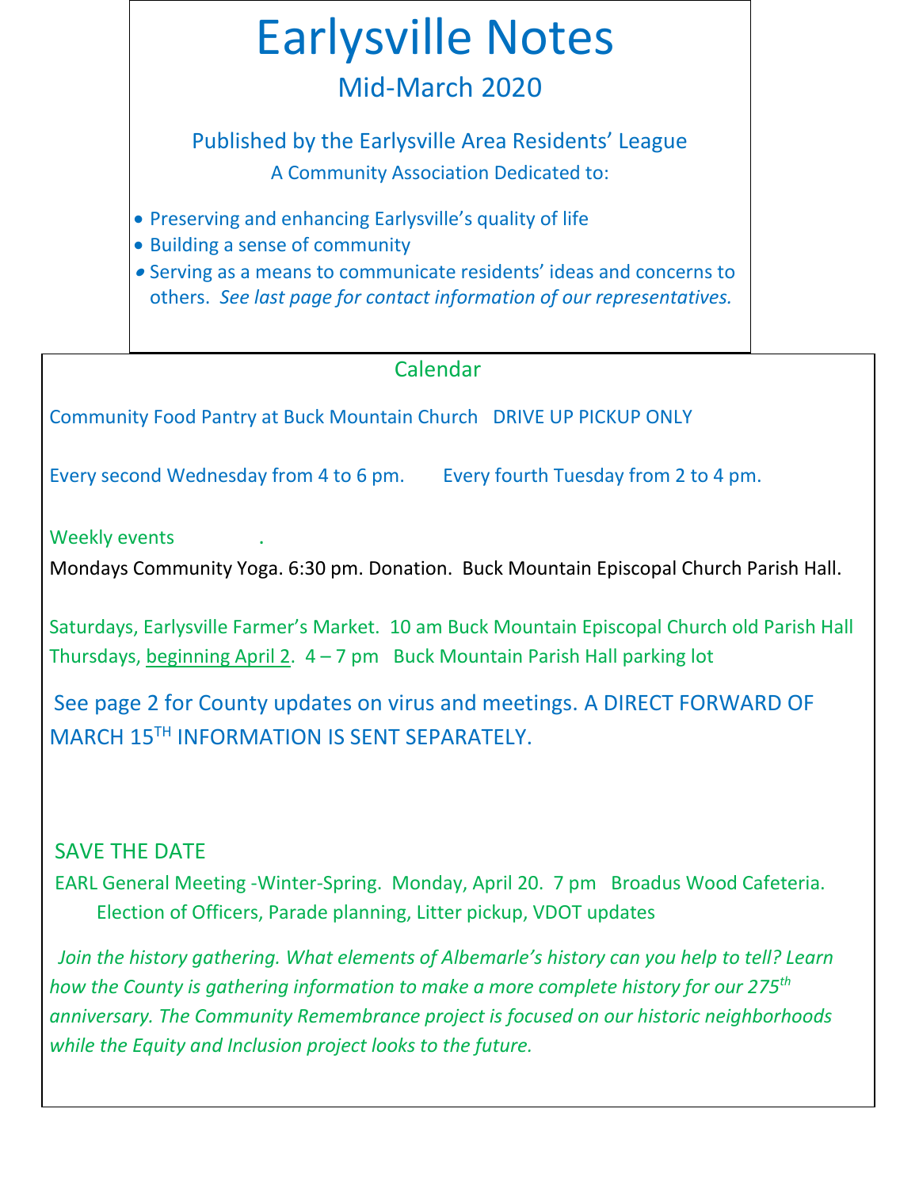# Earlysville Notes

## Mid-March 2020

### Published by the Earlysville Area Residents' League

A Community Association Dedicated to:

- Preserving and enhancing Earlysville's quality of life
- Building a sense of community
- Serving as a means to communicate residents' ideas and concerns to others. *See last page for contact information of our representatives.*

## Calendar

Community Food Pantry at Buck Mountain Church DRIVE UP PICKUP ONLY

Every second Wednesday from 4 to 6 pm. Every fourth Tuesday from 2 to 4 pm.

Weekly events .

Mondays Community Yoga. 6:30 pm. Donation. Buck Mountain Episcopal Church Parish Hall.

Saturdays, Earlysville Farmer's Market. 10 am Buck Mountain Episcopal Church old Parish Hall
Thursdays, beginning April 2. 4 – 7 pm Buck Mountain Parish Hall parking lot

See page 2 for County updates on virus and meetings. A DIRECT FORWARD OF MARCH 15TH INFORMATION IS SENT SEPARATELY.

SAVE THE DATE

EARL General Meeting -Winter-Spring. Monday, April 20. 7 pm Broadus Wood Cafeteria.
Election of Officers, Parade planning, Litter pickup, VDOT updates

*Join the history gathering. What elements of Albemarle's history can you help to tell? Learn how the County is gathering information to make a more complete history for our 275th anniversary. The Community Remembrance project is focused on our historic neighborhoods while the Equity and Inclusion project looks to the future.*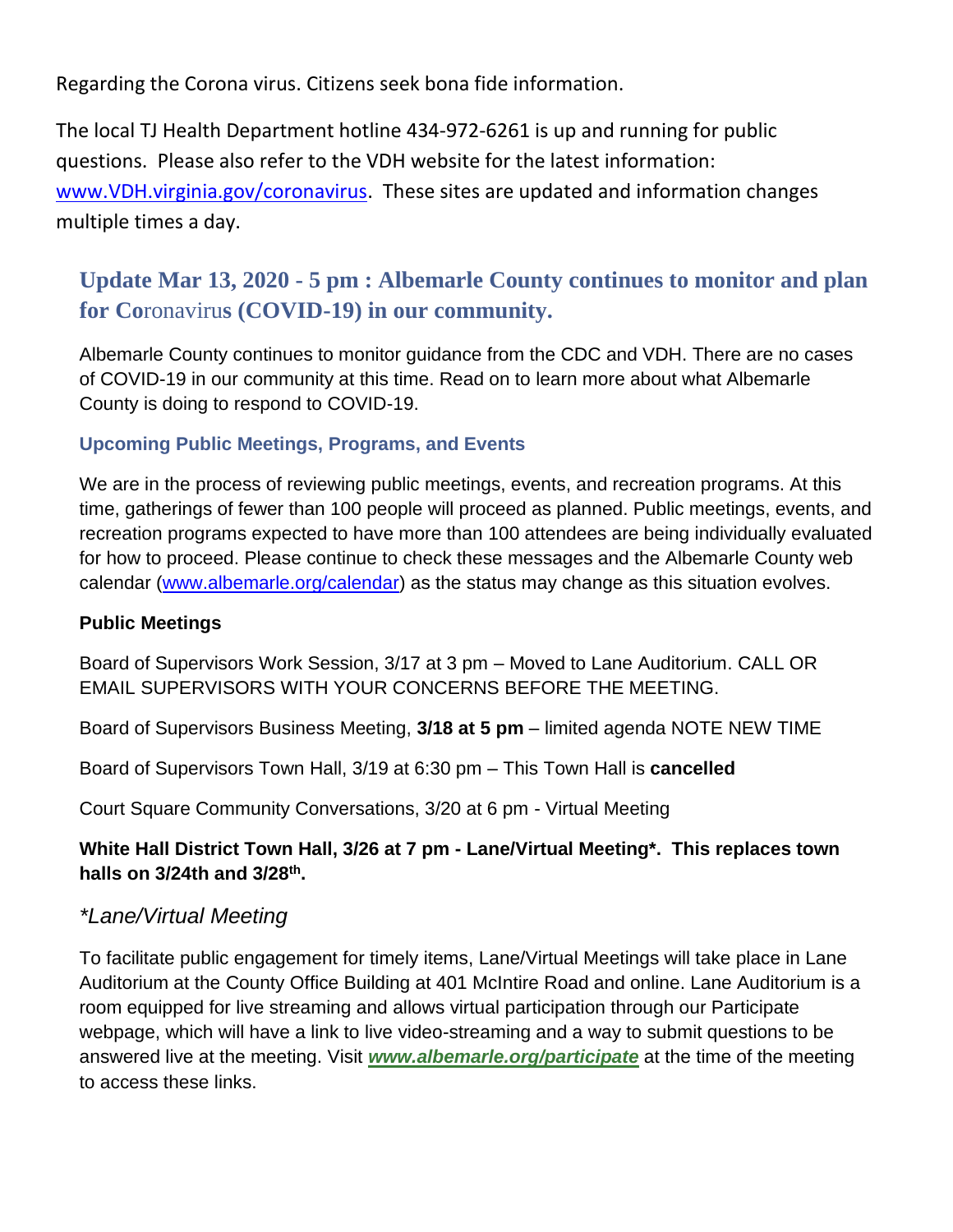Regarding the Corona virus. Citizens seek bona fide information.

The local TJ Health Department hotline 434-972-6261 is up and running for public questions. Please also refer to the VDH website for the latest information: [www.VDH.virginia.gov/coronavirus](http://www.VDH.virginia.gov/coronavirus). These sites are updated and information changes multiple times a day.

## Update Mar 13, 2020 - 5 pm : Albemarle County continues to monitor and plan for Coronavirus (COVID-19) in our community.

Albemarle County continues to monitor guidance from the CDC and VDH. There are no cases of COVID-19 in our community at this time. Read on to learn more about what Albemarle County is doing to respond to COVID-19.

### Upcoming Public Meetings, Programs, and Events

We are in the process of reviewing public meetings, events, and recreation programs. At this time, gatherings of fewer than 100 people will proceed as planned. Public meetings, events, and recreation programs expected to have more than 100 attendees are being individually evaluated for how to proceed. Please continue to check these messages and the Albemarle County web calendar ([www.albemarle.org/calendar](http://www.albemarle.org/calendar)) as the status may change as this situation evolves.

**Public Meetings**

Board of Supervisors Work Session, 3/17 at 3 pm – Moved to Lane Auditorium. CALL OR EMAIL SUPERVISORS WITH YOUR CONCERNS BEFORE THE MEETING.

Board of Supervisors Business Meeting, **3/18 at 5 pm** – limited agenda NOTE NEW TIME

Board of Supervisors Town Hall, 3/19 at 6:30 pm – This Town Hall is **cancelled**

Court Square Community Conversations, 3/20 at 6 pm - Virtual Meeting

**White Hall District Town Hall, 3/26 at 7 pm - Lane/Virtual Meeting*. This replaces town halls on 3/24th and 3/28th.**

*\*Lane/Virtual Meeting*

To facilitate public engagement for timely items, Lane/Virtual Meetings will take place in Lane Auditorium at the County Office Building at 401 McIntire Road and online. Lane Auditorium is a room equipped for live streaming and allows virtual participation through our Participate webpage, which will have a link to live video-streaming and a way to submit questions to be answered live at the meeting. Visit ***[www.albemarle.org/participate](http://www.albemarle.org/participate)*** at the time of the meeting to access these links.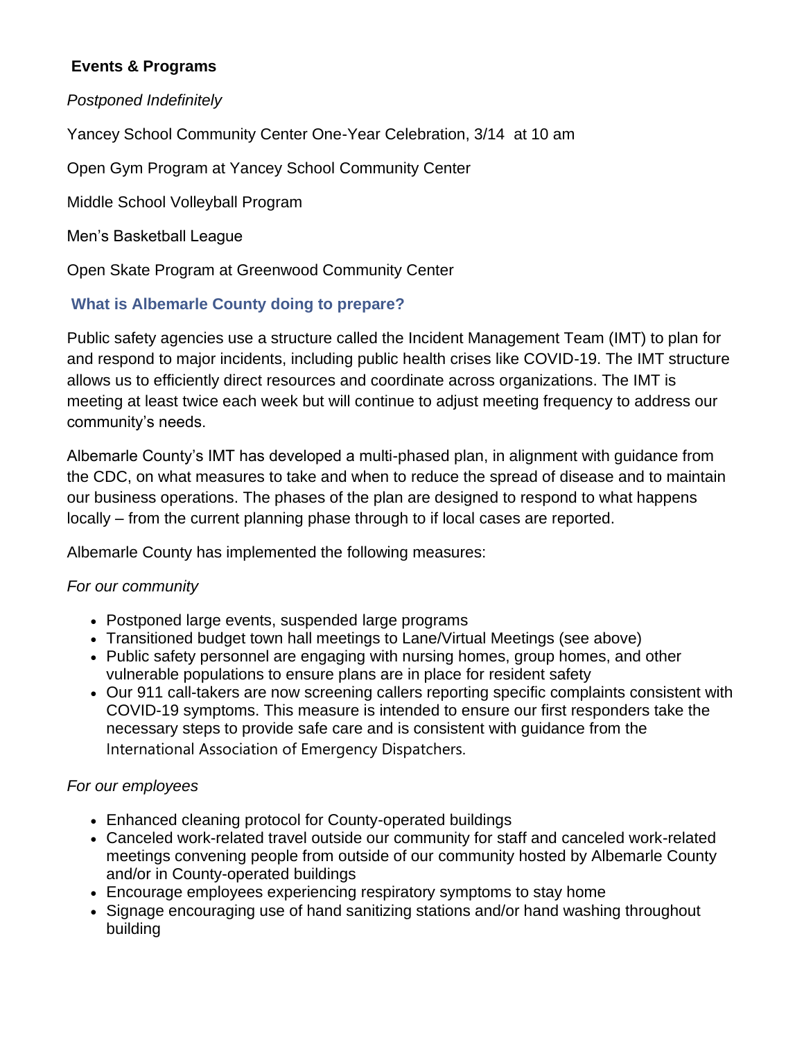**Events & Programs**

*Postponed Indefinitely*

Yancey School Community Center One-Year Celebration, 3/14 at 10 am

Open Gym Program at Yancey School Community Center

Middle School Volleyball Program

Men's Basketball League

Open Skate Program at Greenwood Community Center

### What is Albemarle County doing to prepare?

Public safety agencies use a structure called the Incident Management Team (IMT) to plan for and respond to major incidents, including public health crises like COVID-19. The IMT structure allows us to efficiently direct resources and coordinate across organizations. The IMT is meeting at least twice each week but will continue to adjust meeting frequency to address our community's needs.

Albemarle County's IMT has developed a multi-phased plan, in alignment with guidance from the CDC, on what measures to take and when to reduce the spread of disease and to maintain our business operations. The phases of the plan are designed to respond to what happens locally – from the current planning phase through to if local cases are reported.

Albemarle County has implemented the following measures:

*For our community*

- Postponed large events, suspended large programs
- Transitioned budget town hall meetings to Lane/Virtual Meetings (see above)
- Public safety personnel are engaging with nursing homes, group homes, and other vulnerable populations to ensure plans are in place for resident safety
- Our 911 call-takers are now screening callers reporting specific complaints consistent with COVID-19 symptoms. This measure is intended to ensure our first responders take the necessary steps to provide safe care and is consistent with guidance from the International Association of Emergency Dispatchers.

*For our employees*

- Enhanced cleaning protocol for County-operated buildings
- Canceled work-related travel outside our community for staff and canceled work-related meetings convening people from outside of our community hosted by Albemarle County and/or in County-operated buildings
- Encourage employees experiencing respiratory symptoms to stay home
- Signage encouraging use of hand sanitizing stations and/or hand washing throughout building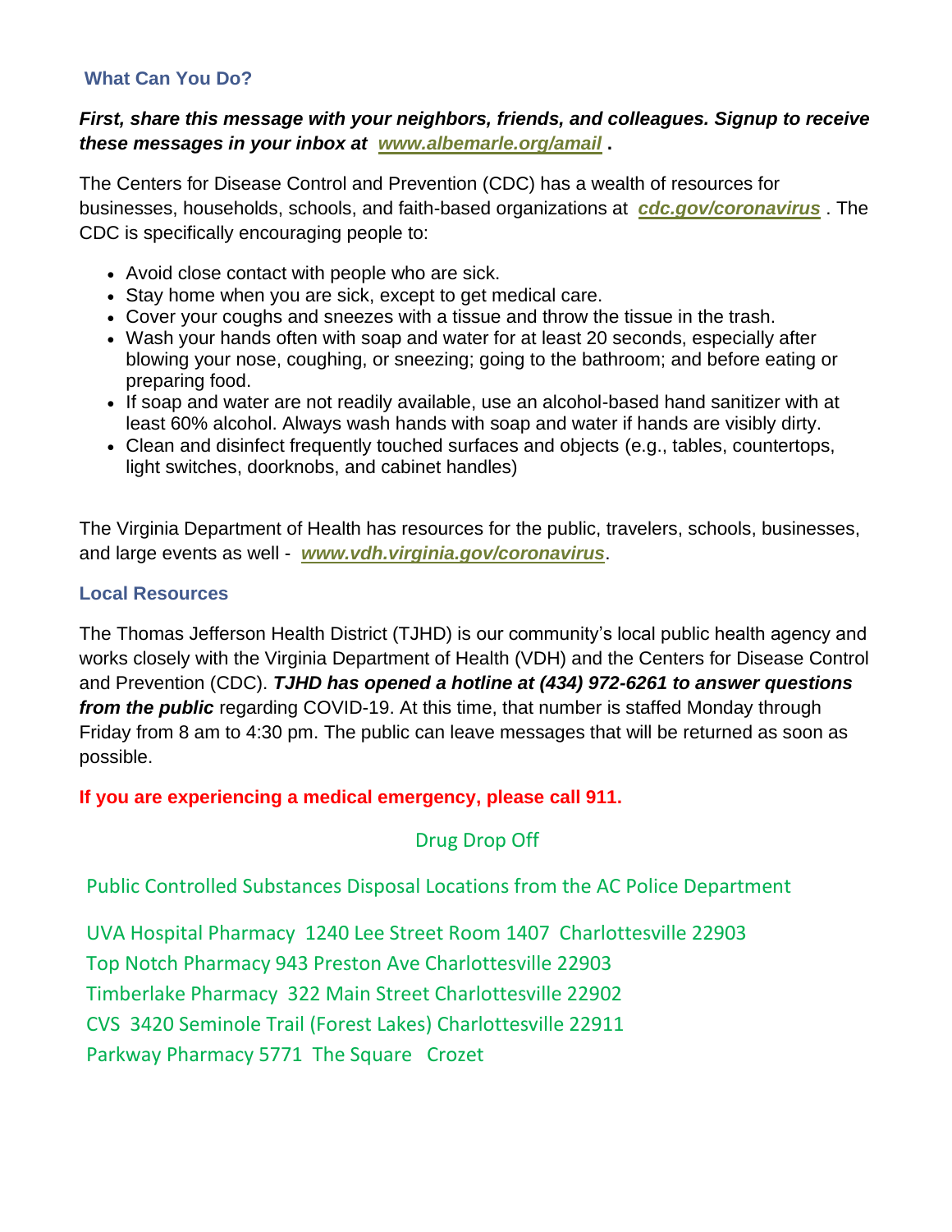### What Can You Do?

***First, share this message with your neighbors, friends, and colleagues. Signup to receive these messages in your inbox at [www.albemarle.org/amail](www.albemarle.org/amail) .***

The Centers for Disease Control and Prevention (CDC) has a wealth of resources for businesses, households, schools, and faith-based organizations at ***cdc.gov/coronavirus*** . The CDC is specifically encouraging people to:

- Avoid close contact with people who are sick.
- Stay home when you are sick, except to get medical care.
- Cover your coughs and sneezes with a tissue and throw the tissue in the trash.
- Wash your hands often with soap and water for at least 20 seconds, especially after blowing your nose, coughing, or sneezing; going to the bathroom; and before eating or preparing food.
- If soap and water are not readily available, use an alcohol-based hand sanitizer with at least 60% alcohol. Always wash hands with soap and water if hands are visibly dirty.
- Clean and disinfect frequently touched surfaces and objects (e.g., tables, countertops, light switches, doorknobs, and cabinet handles)

The Virginia Department of Health has resources for the public, travelers, schools, businesses, and large events as well - ***www.vdh.virginia.gov/coronavirus***.

### Local Resources

The Thomas Jefferson Health District (TJHD) is our community's local public health agency and works closely with the Virginia Department of Health (VDH) and the Centers for Disease Control and Prevention (CDC). ***TJHD has opened a hotline at (434) 972-6261 to answer questions from the public*** regarding COVID-19. At this time, that number is staffed Monday through Friday from 8 am to 4:30 pm. The public can leave messages that will be returned as soon as possible.

**If you are experiencing a medical emergency, please call 911.**

## Drug Drop Off

Public Controlled Substances Disposal Locations from the AC Police Department

UVA Hospital Pharmacy 1240 Lee Street Room 1407 Charlottesville 22903
Top Notch Pharmacy 943 Preston Ave Charlottesville 22903
Timberlake Pharmacy 322 Main Street Charlottesville 22902
CVS 3420 Seminole Trail (Forest Lakes) Charlottesville 22911
Parkway Pharmacy 5771 The Square Crozet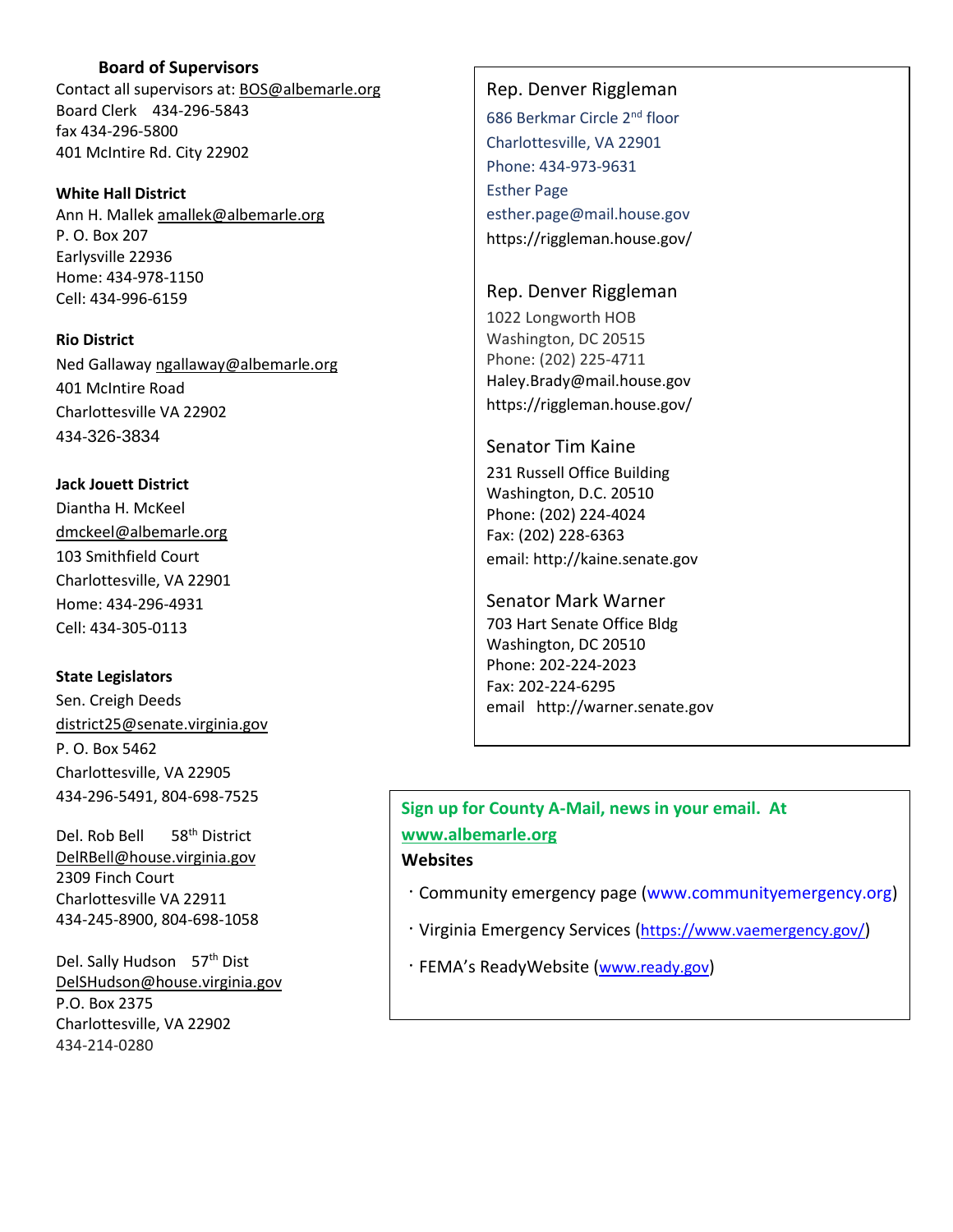**Board of Supervisors**

Contact all supervisors at: BOS@albemarle.org
Board Clerk 434-296-5843
fax 434-296-5800
401 McIntire Rd. City 22902

**White Hall District**

Ann H. Mallek amallek@albemarle.org
P. O. Box 207
Earlysville 22936
Home: 434-978-1150
Cell: 434-996-6159

**Rio District**

Ned Gallaway ngallaway@albemarle.org
401 McIntire Road
Charlottesville VA 22902
434-326-3834

**Jack Jouett District**

Diantha H. McKeel
dmckeel@albemarle.org
103 Smithfield Court
Charlottesville, VA 22901
Home: 434-296-4931
Cell: 434-305-0113

**State Legislators**

Sen. Creigh Deeds
district25@senate.virginia.gov
P. O. Box 5462
Charlottesville, VA 22905
434-296-5491, 804-698-7525

Del. Rob Bell 58th District
DelRBell@house.virginia.gov
2309 Finch Court
Charlottesville VA 22911
434-245-8900, 804-698-1058

Del. Sally Hudson 57th Dist
DelSHudson@house.virginia.gov
P.O. Box 2375
Charlottesville, VA 22902
434-214-0280

Rep. Denver Riggleman
686 Berkmar Circle 2nd floor
Charlottesville, VA 22901
Phone: 434-973-9631
Esther Page
esther.page@mail.house.gov
https://riggleman.house.gov/

Rep. Denver Riggleman
1022 Longworth HOB
Washington, DC 20515
Phone: (202) 225-4711
Haley.Brady@mail.house.gov
https://riggleman.house.gov/

Senator Tim Kaine
231 Russell Office Building
Washington, D.C. 20510
Phone: (202) 224-4024
Fax: (202) 228-6363
email: http://kaine.senate.gov

Senator Mark Warner
703 Hart Senate Office Bldg
Washington, DC 20510
Phone: 202-224-2023
Fax: 202-224-6295
email http://warner.senate.gov

**Sign up for County A-Mail, news in your email. At www.albemarle.org**

**Websites**

- Community emergency page (www.communityemergency.org)
- Virginia Emergency Services (https://www.vaemergency.gov/)
- FEMA's ReadyWebsite (www.ready.gov)